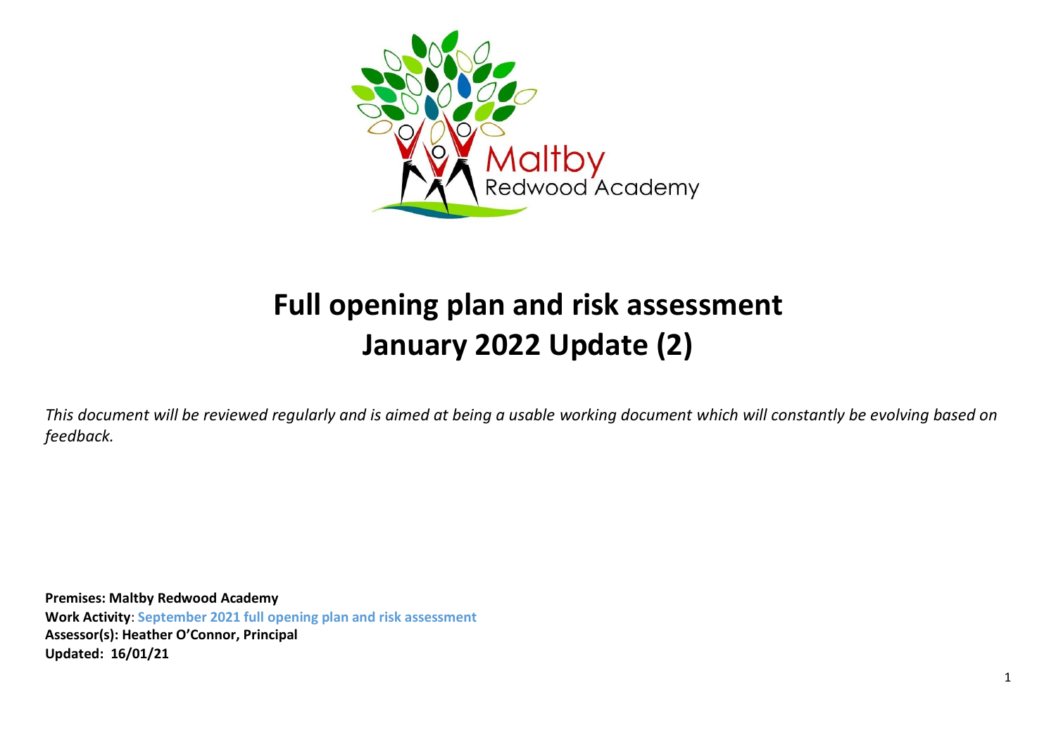# Full opening plan and risk assessment
# January 2022 Update (2)

*This document will be reviewed regularly and is aimed at being a usable working document which will constantly be evolving based on feedback.*

**Premises: Maltby Redwood Academy**
**Work Activity**: **September 2021 full opening plan and risk assessment**
**Assessor(s): Heather O'Connor, Principal**
**Updated: 16/01/21**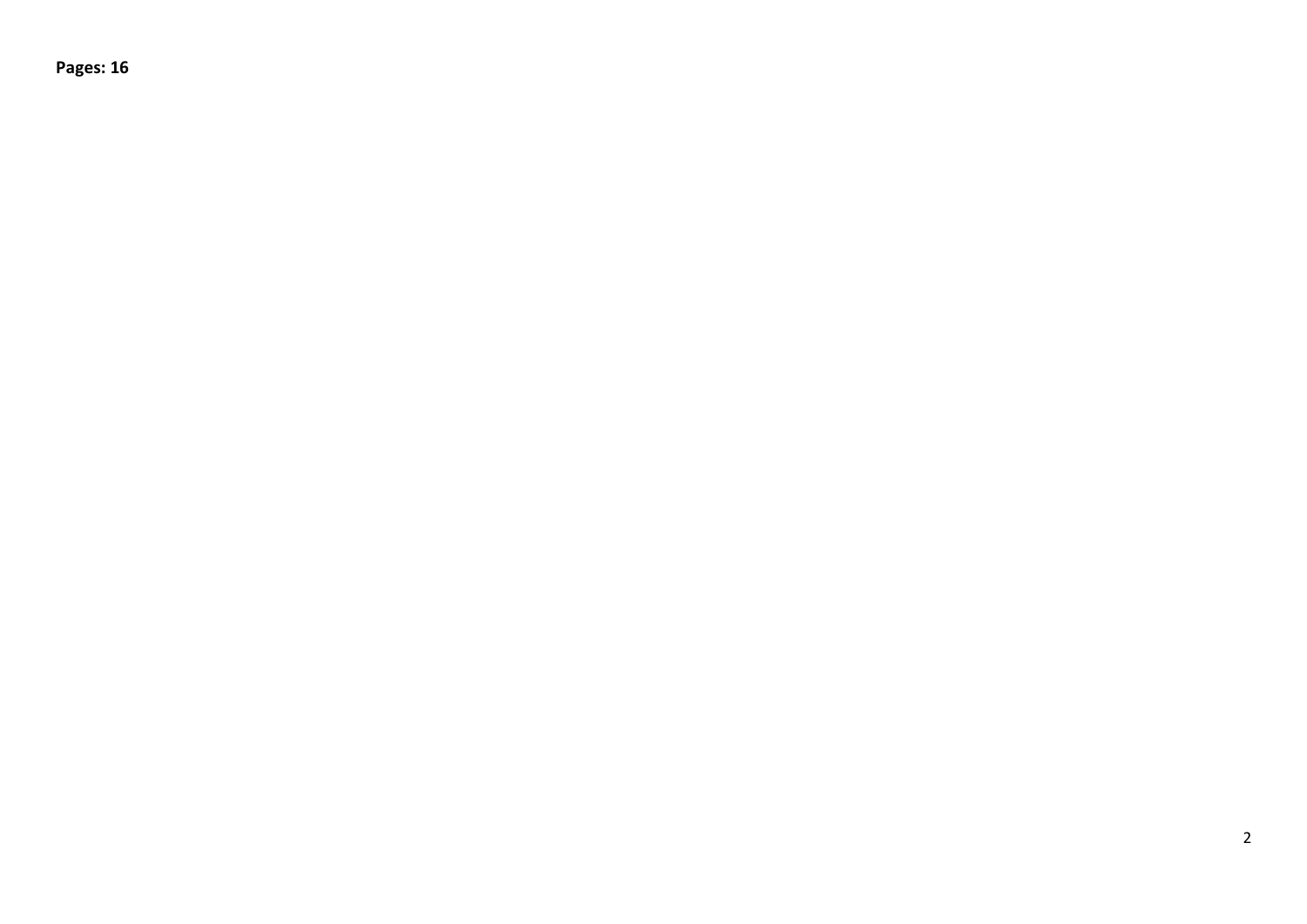**Pages: 16**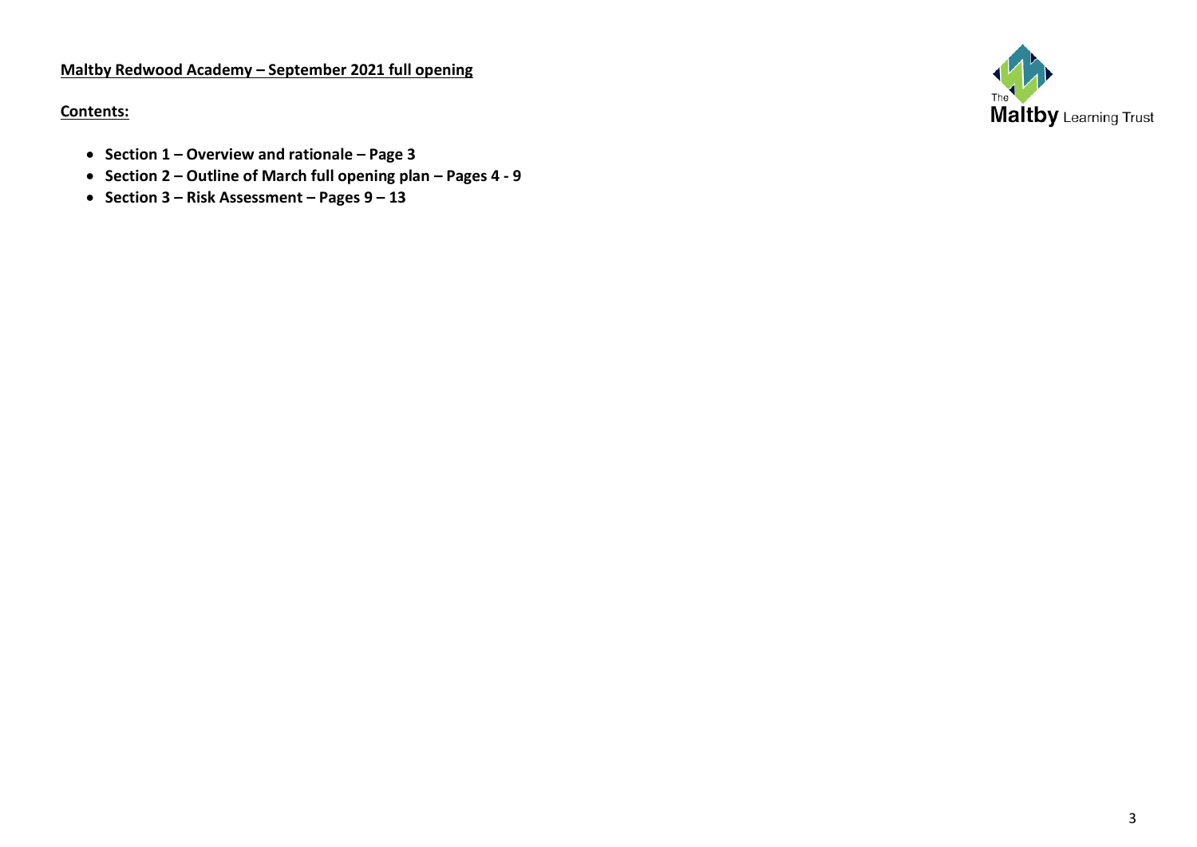**Maltby Redwood Academy – September 2021 full opening**

**Contents:**

- **Section 1 – Overview and rationale – Page 3**
- **Section 2 – Outline of March full opening plan – Pages 4 - 9**
- **Section 3 – Risk Assessment – Pages 9 – 13**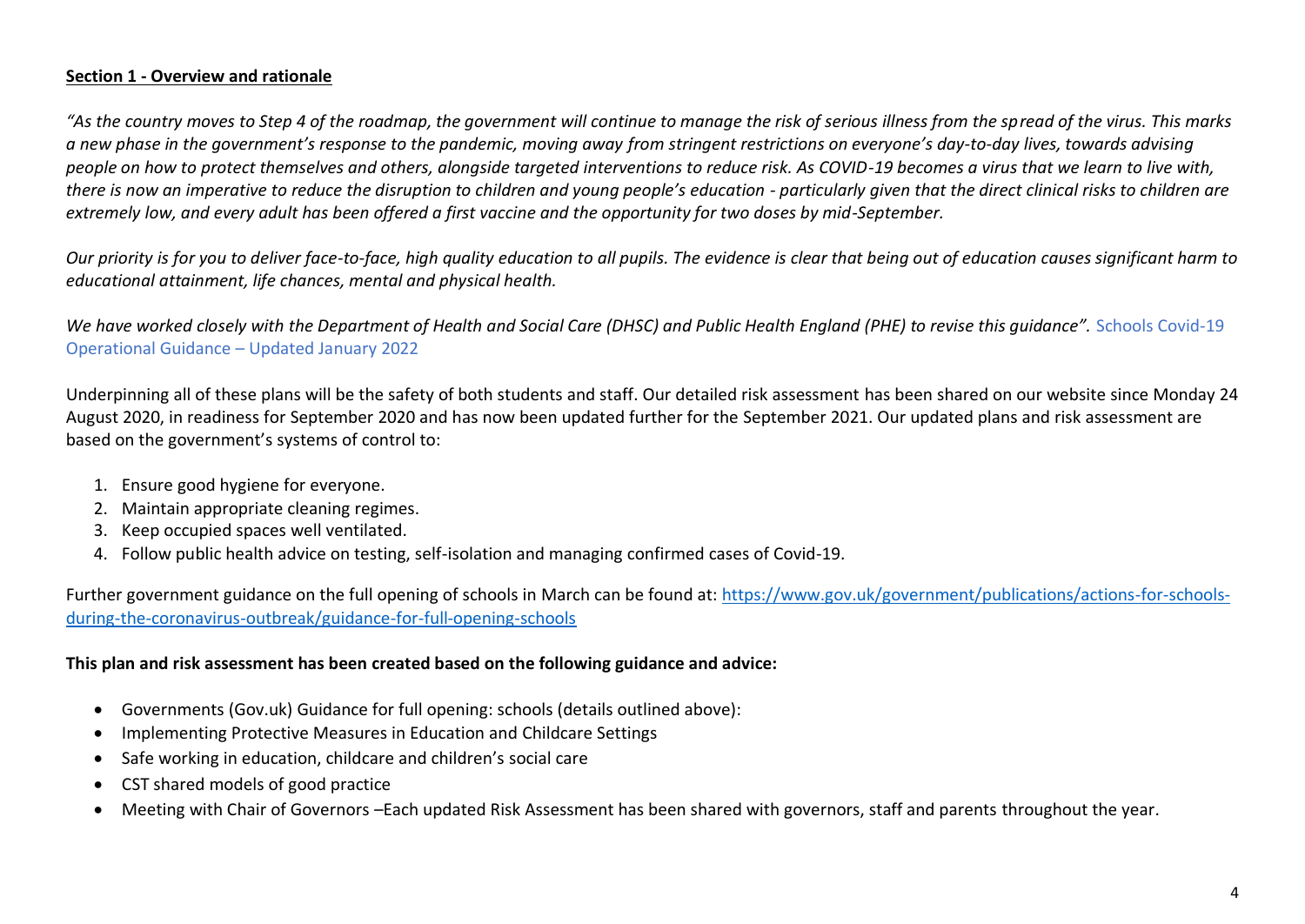**Section 1 - Overview and rationale**

*"As the country moves to Step 4 of the roadmap, the government will continue to manage the risk of serious illness from the spread of the virus. This marks a new phase in the government's response to the pandemic, moving away from stringent restrictions on everyone's day-to-day lives, towards advising people on how to protect themselves and others, alongside targeted interventions to reduce risk. As COVID-19 becomes a virus that we learn to live with, there is now an imperative to reduce the disruption to children and young people's education - particularly given that the direct clinical risks to children are extremely low, and every adult has been offered a first vaccine and the opportunity for two doses by mid-September.*

*Our priority is for you to deliver face-to-face, high quality education to all pupils. The evidence is clear that being out of education causes significant harm to educational attainment, life chances, mental and physical health.*

*We have worked closely with the Department of Health and Social Care (DHSC) and Public Health England (PHE) to revise this guidance".* Schools Covid-19 Operational Guidance – Updated January 2022

Underpinning all of these plans will be the safety of both students and staff. Our detailed risk assessment has been shared on our website since Monday 24 August 2020, in readiness for September 2020 and has now been updated further for the September 2021. Our updated plans and risk assessment are based on the government's systems of control to:

1. Ensure good hygiene for everyone.
2. Maintain appropriate cleaning regimes.
3. Keep occupied spaces well ventilated.
4. Follow public health advice on testing, self-isolation and managing confirmed cases of Covid-19.

Further government guidance on the full opening of schools in March can be found at: [https://www.gov.uk/government/publications/actions-for-schools-during-the-coronavirus-outbreak/guidance-for-full-opening-schools](https://www.gov.uk/government/publications/actions-for-schools-during-the-coronavirus-outbreak/guidance-for-full-opening-schools)

**This plan and risk assessment has been created based on the following guidance and advice:**

- Governments (Gov.uk) Guidance for full opening: schools (details outlined above):
- Implementing Protective Measures in Education and Childcare Settings
- Safe working in education, childcare and children's social care
- CST shared models of good practice
- Meeting with Chair of Governors –Each updated Risk Assessment has been shared with governors, staff and parents throughout the year.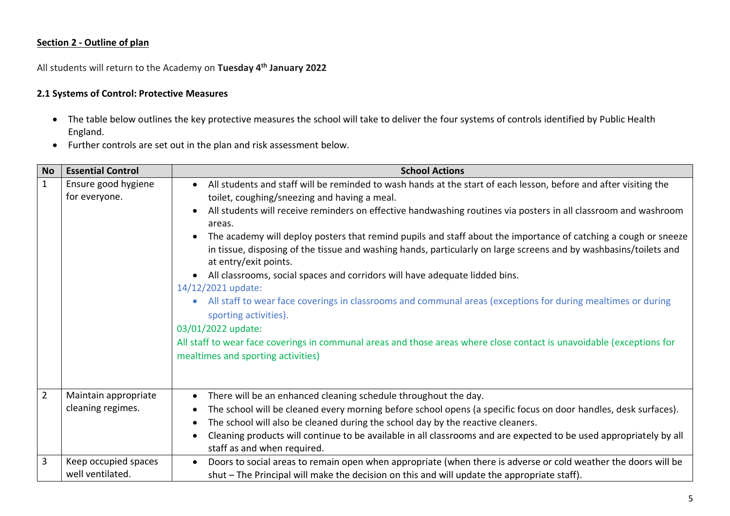**Section 2 - Outline of plan**

All students will return to the Academy on **Tuesday 4th January 2022**

**2.1 Systems of Control: Protective Measures**

- The table below outlines the key protective measures the school will take to deliver the four systems of controls identified by Public Health England.
- Further controls are set out in the plan and risk assessment below.

| No | Essential Control | School Actions |
|---|---|---|
| 1 | Ensure good hygiene for everyone. | • All students and staff will be reminded to wash hands at the start of each lesson, before and after visiting the toilet, coughing/sneezing and having a meal.<br>• All students will receive reminders on effective handwashing routines via posters in all classroom and washroom areas.<br>• The academy will deploy posters that remind pupils and staff about the importance of catching a cough or sneeze in tissue, disposing of the tissue and washing hands, particularly on large screens and by washbasins/toilets and at entry/exit points.<br>• All classrooms, social spaces and corridors will have adequate lidded bins.<br>14/12/2021 update:<br>• All staff to wear face coverings in classrooms and communal areas (exceptions for during mealtimes or during sporting activities).<br>03/01/2022 update:<br>All staff to wear face coverings in communal areas and those areas where close contact is unavoidable (exceptions for mealtimes and sporting activities) |
| 2 | Maintain appropriate cleaning regimes. | • There will be an enhanced cleaning schedule throughout the day.<br>• The school will be cleaned every morning before school opens (a specific focus on door handles, desk surfaces).<br>• The school will also be cleaned during the school day by the reactive cleaners.<br>• Cleaning products will continue to be available in all classrooms and are expected to be used appropriately by all staff as and when required. |
| 3 | Keep occupied spaces well ventilated. | • Doors to social areas to remain open when appropriate (when there is adverse or cold weather the doors will be shut – The Principal will make the decision on this and will update the appropriate staff). |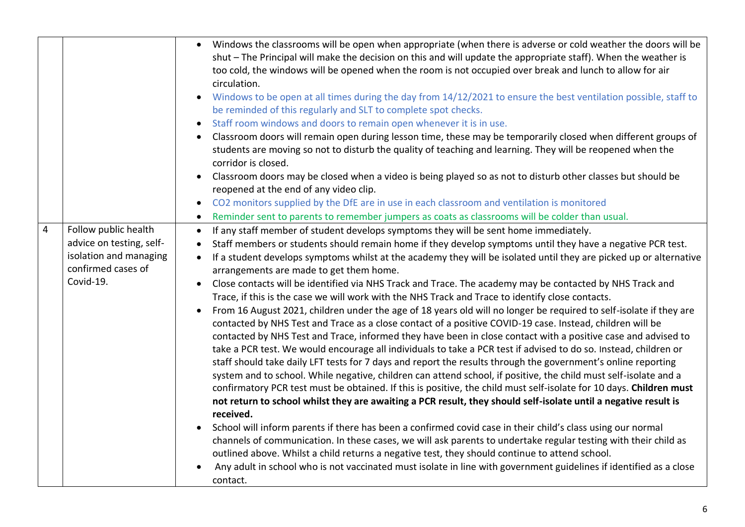| | | |
|---|---|---|
| | | • Windows the classrooms will be open when appropriate (when there is adverse or cold weather the doors will be shut – The Principal will make the decision on this and will update the appropriate staff). When the weather is too cold, the windows will be opened when the room is not occupied over break and lunch to allow for air circulation.<br>• Windows to be open at all times during the day from 14/12/2021 to ensure the best ventilation possible, staff to be reminded of this regularly and SLT to complete spot checks.<br>• Staff room windows and doors to remain open whenever it is in use.<br>• Classroom doors will remain open during lesson time, these may be temporarily closed when different groups of students are moving so not to disturb the quality of teaching and learning. They will be reopened when the corridor is closed.<br>• Classroom doors may be closed when a video is being played so as not to disturb other classes but should be reopened at the end of any video clip.<br>• $CO_2$ monitors supplied by the DfE are in use in each classroom and ventilation is monitored<br>• Reminder sent to parents to remember jumpers as coats as classrooms will be colder than usual. |
| 4 | Follow public health advice on testing, self-isolation and managing confirmed cases of Covid-19. | • If any staff member of student develops symptoms they will be sent home immediately.<br>• Staff members or students should remain home if they develop symptoms until they have a negative PCR test.<br>• If a student develops symptoms whilst at the academy they will be isolated until they are picked up or alternative arrangements are made to get them home.<br>• Close contacts will be identified via NHS Track and Trace. The academy may be contacted by NHS Track and Trace, if this is the case we will work with the NHS Track and Trace to identify close contacts.<br>• From 16 August 2021, children under the age of 18 years old will no longer be required to self-isolate if they are contacted by NHS Test and Trace as a close contact of a positive COVID-19 case. Instead, children will be contacted by NHS Test and Trace, informed they have been in close contact with a positive case and advised to take a PCR test. We would encourage all individuals to take a PCR test if advised to do so. Instead, children or staff should take daily LFT tests for 7 days and report the results through the government's online reporting system and to school. While negative, children can attend school, if positive, the child must self-isolate and a confirmatory PCR test must be obtained. If this is positive, the child must self-isolate for 10 days. **Children must not return to school whilst they are awaiting a PCR result, they should self-isolate until a negative result is received.**<br>• School will inform parents if there has been a confirmed covid case in their child's class using our normal channels of communication. In these cases, we will ask parents to undertake regular testing with their child as outlined above. Whilst a child returns a negative test, they should continue to attend school.<br>• Any adult in school who is not vaccinated must isolate in line with government guidelines if identified as a close contact. |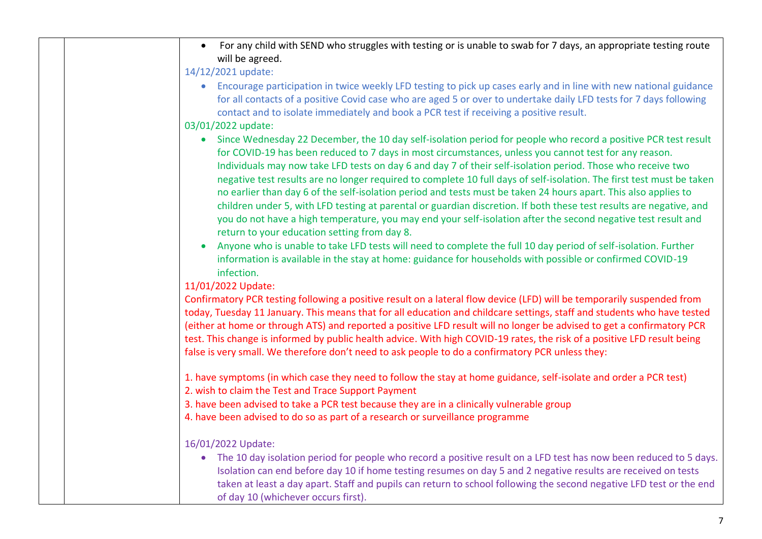| | | • For any child with SEND who struggles with testing or is unable to swab for 7 days, an appropriate testing route will be agreed.<br><br>14/12/2021 update:<br><br>• Encourage participation in twice weekly LFD testing to pick up cases early and in line with new national guidance for all contacts of a positive Covid case who are aged 5 or over to undertake daily LFD tests for 7 days following contact and to isolate immediately and book a PCR test if receiving a positive result.<br><br>03/01/2022 update:<br><br>• Since Wednesday 22 December, the 10 day self-isolation period for people who record a positive PCR test result for COVID-19 has been reduced to 7 days in most circumstances, unless you cannot test for any reason. Individuals may now take LFD tests on day 6 and day 7 of their self-isolation period. Those who receive two negative test results are no longer required to complete 10 full days of self-isolation. The first test must be taken no earlier than day 6 of the self-isolation period and tests must be taken 24 hours apart. This also applies to children under 5, with LFD testing at parental or guardian discretion. If both these test results are negative, and you do not have a high temperature, you may end your self-isolation after the second negative test result and return to your education setting from day 8.<br>• Anyone who is unable to take LFD tests will need to complete the full 10 day period of self-isolation. Further information is available in the stay at home: guidance for households with possible or confirmed COVID-19 infection.<br><br>11/01/2022 Update:<br><br>Confirmatory PCR testing following a positive result on a lateral flow device (LFD) will be temporarily suspended from today, Tuesday 11 January. This means that for all education and childcare settings, staff and students who have tested (either at home or through ATS) and reported a positive LFD result will no longer be advised to get a confirmatory PCR test. This change is informed by public health advice. With high COVID-19 rates, the risk of a positive LFD result being false is very small. We therefore don't need to ask people to do a confirmatory PCR unless they:<br><br>1. have symptoms (in which case they need to follow the stay at home guidance, self-isolate and order a PCR test)<br>2. wish to claim the Test and Trace Support Payment<br>3. have been advised to take a PCR test because they are in a clinically vulnerable group<br>4. have been advised to do so as part of a research or surveillance programme<br><br>16/01/2022 Update:<br><br>• The 10 day isolation period for people who record a positive result on a LFD test has now been reduced to 5 days. Isolation can end before day 10 if home testing resumes on day 5 and 2 negative results are received on tests taken at least a day apart. Staff and pupils can return to school following the second negative LFD test or the end of day 10 (whichever occurs first). |
|---|---|---|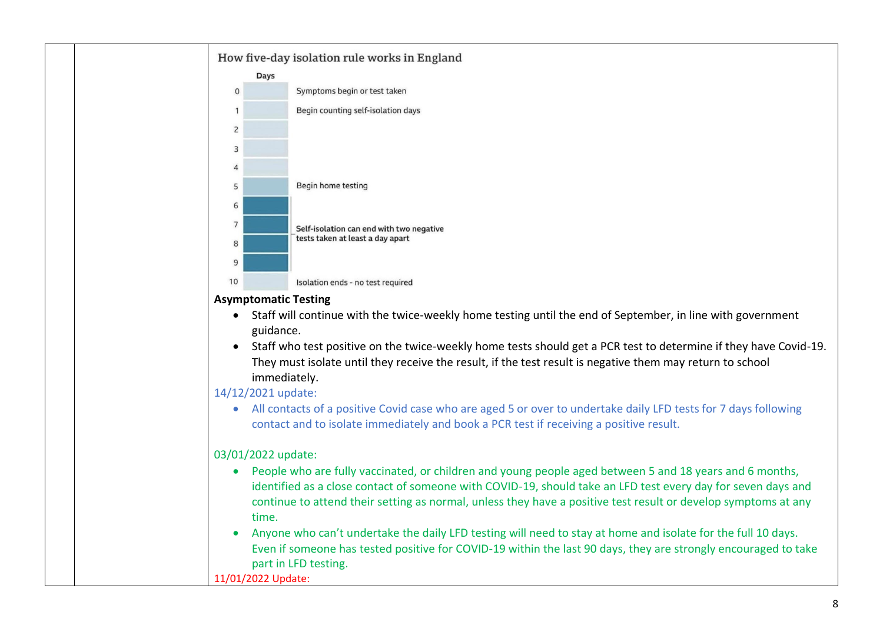How five-day isolation rule works in England

| Days | |
|---|---|
| 0 | Symptoms begin or test taken |
| 1 | Begin counting self-isolation days |
| 2 | |
| 3 | |
| 4 | |
| 5 | Begin home testing |
| 6 | Self-isolation can end with two negative tests taken at least a day apart |
| 7 | |
| 8 | |
| 9 | |
| 10 | Isolation ends - no test required |

**Asymptomatic Testing**

- Staff will continue with the twice-weekly home testing until the end of September, in line with government guidance.
- Staff who test positive on the twice-weekly home tests should get a PCR test to determine if they have Covid-19. They must isolate until they receive the result, if the test result is negative them may return to school immediately.

14/12/2021 update:

- All contacts of a positive Covid case who are aged 5 or over to undertake daily LFD tests for 7 days following contact and to isolate immediately and book a PCR test if receiving a positive result.

03/01/2022 update:

- People who are fully vaccinated, or children and young people aged between 5 and 18 years and 6 months, identified as a close contact of someone with COVID-19, should take an LFD test every day for seven days and continue to attend their setting as normal, unless they have a positive test result or develop symptoms at any time.
- Anyone who can't undertake the daily LFD testing will need to stay at home and isolate for the full 10 days. Even if someone has tested positive for COVID-19 within the last 90 days, they are strongly encouraged to take part in LFD testing.

11/01/2022 Update: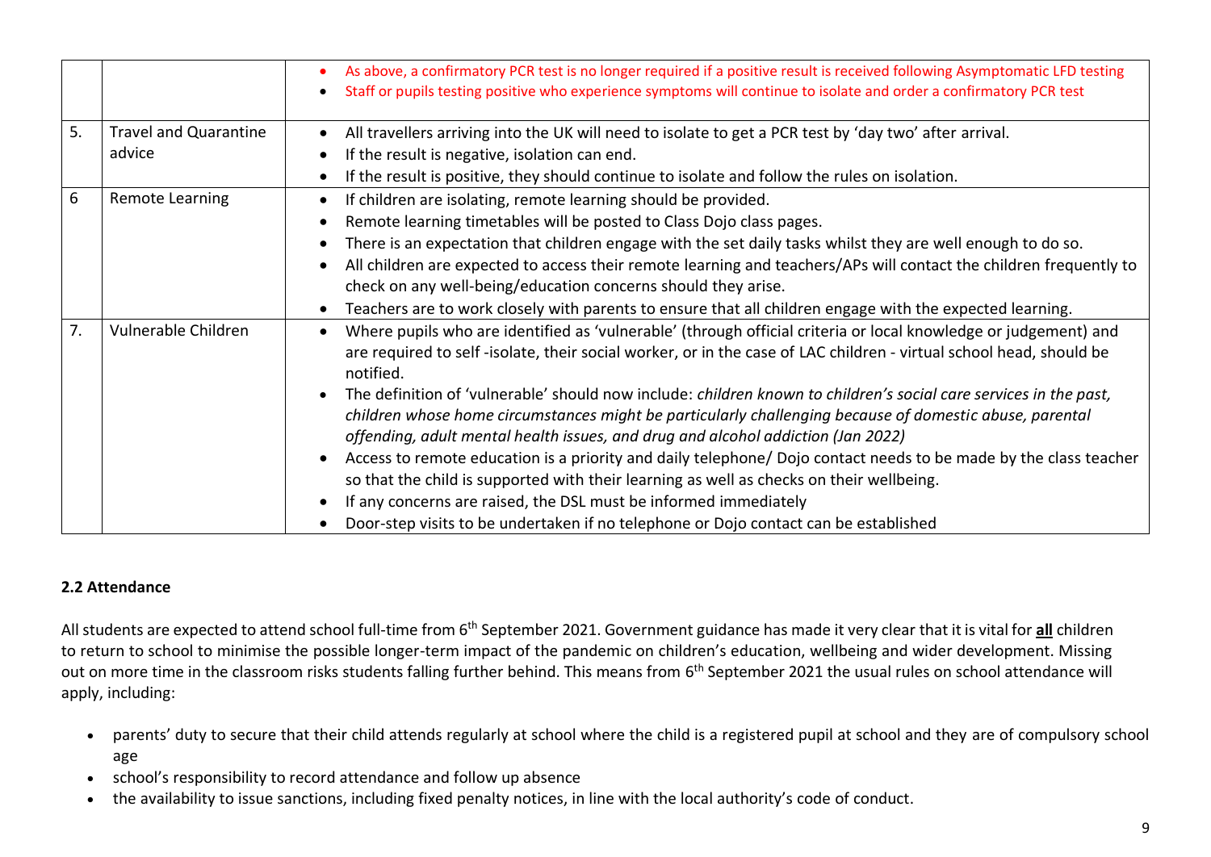| | | |
|---|---|---|
| | | <ul><li>As above, a confirmatory PCR test is no longer required if a positive result is received following Asymptomatic LFD testing</li><li>Staff or pupils testing positive who experience symptoms will continue to isolate and order a confirmatory PCR test</li></ul> |
| 5. | Travel and Quarantine advice | <ul><li>All travellers arriving into the UK will need to isolate to get a PCR test by 'day two' after arrival.</li><li>If the result is negative, isolation can end.</li><li>If the result is positive, they should continue to isolate and follow the rules on isolation.</li></ul> |
| 6 | Remote Learning | <ul><li>If children are isolating, remote learning should be provided.</li><li>Remote learning timetables will be posted to Class Dojo class pages.</li><li>There is an expectation that children engage with the set daily tasks whilst they are well enough to do so.</li><li>All children are expected to access their remote learning and teachers/APs will contact the children frequently to check on any well-being/education concerns should they arise.</li><li>Teachers are to work closely with parents to ensure that all children engage with the expected learning.</li></ul> |
| 7. | Vulnerable Children | <ul><li>Where pupils who are identified as 'vulnerable' (through official criteria or local knowledge or judgement) and are required to self -isolate, their social worker, or in the case of LAC children - virtual school head, should be notified.</li><li>The definition of 'vulnerable' should now include: *children known to children's social care services in the past, children whose home circumstances might be particularly challenging because of domestic abuse, parental offending, adult mental health issues, and drug and alcohol addiction (Jan 2022)*</li><li>Access to remote education is a priority and daily telephone/ Dojo contact needs to be made by the class teacher so that the child is supported with their learning as well as checks on their wellbeing.</li><li>If any concerns are raised, the DSL must be informed immediately</li><li>Door-step visits to be undertaken if no telephone or Dojo contact can be established</li></ul> |

**2.2 Attendance**

All students are expected to attend school full-time from 6th September 2021. Government guidance has made it very clear that it is vital for **all** children to return to school to minimise the possible longer-term impact of the pandemic on children's education, wellbeing and wider development. Missing out on more time in the classroom risks students falling further behind. This means from 6th September 2021 the usual rules on school attendance will apply, including:

- parents' duty to secure that their child attends regularly at school where the child is a registered pupil at school and they are of compulsory school age
- school's responsibility to record attendance and follow up absence
- the availability to issue sanctions, including fixed penalty notices, in line with the local authority's code of conduct.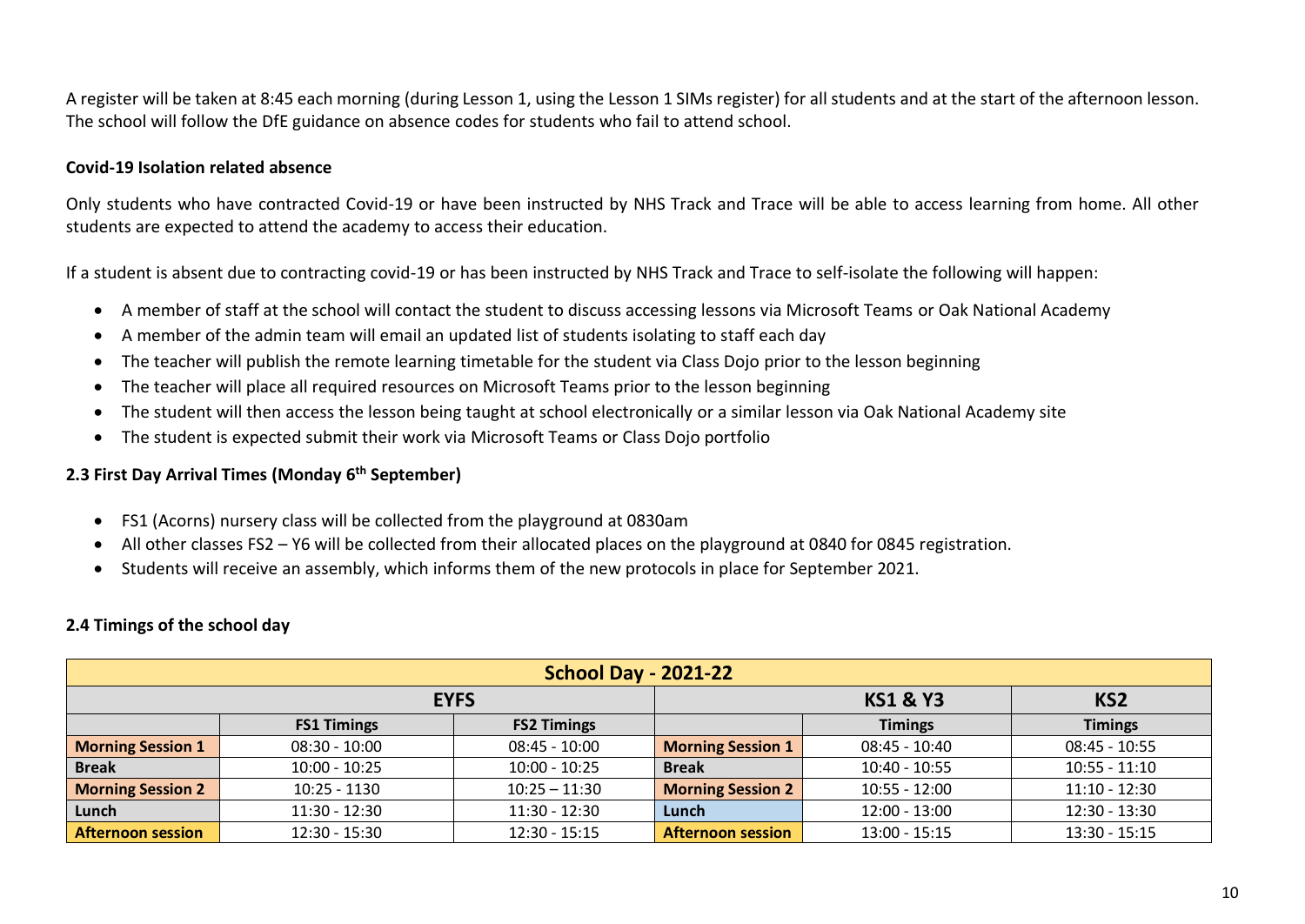A register will be taken at 8:45 each morning (during Lesson 1, using the Lesson 1 SIMs register) for all students and at the start of the afternoon lesson. The school will follow the DfE guidance on absence codes for students who fail to attend school.

**Covid-19 Isolation related absence**

Only students who have contracted Covid-19 or have been instructed by NHS Track and Trace will be able to access learning from home. All other students are expected to attend the academy to access their education.

If a student is absent due to contracting covid-19 or has been instructed by NHS Track and Trace to self-isolate the following will happen:

- A member of staff at the school will contact the student to discuss accessing lessons via Microsoft Teams or Oak National Academy
- A member of the admin team will email an updated list of students isolating to staff each day
- The teacher will publish the remote learning timetable for the student via Class Dojo prior to the lesson beginning
- The teacher will place all required resources on Microsoft Teams prior to the lesson beginning
- The student will then access the lesson being taught at school electronically or a similar lesson via Oak National Academy site
- The student is expected submit their work via Microsoft Teams or Class Dojo portfolio

### 2.3 First Day Arrival Times (Monday 6th September)

- FS1 (Acorns) nursery class will be collected from the playground at 0830am
- All other classes FS2 – Y6 will be collected from their allocated places on the playground at 0840 for 0845 registration.
- Students will receive an assembly, which informs them of the new protocols in place for September 2021.

### 2.4 Timings of the school day

| School Day - 2021-22 | | | | | |
|---|---|---|---|---|---|
| **EYFS** | | | **KS1 & Y3** | | **KS2** |
| | **FS1 Timings** | **FS2 Timings** | | **Timings** | **Timings** |
| **Morning Session 1** | 08:30 - 10:00 | 08:45 - 10:00 | **Morning Session 1** | 08:45 - 10:40 | 08:45 - 10:55 |
| **Break** | 10:00 - 10:25 | 10:00 - 10:25 | **Break** | 10:40 - 10:55 | 10:55 - 11:10 |
| **Morning Session 2** | 10:25 - 1130 | 10:25 – 11:30 | **Morning Session 2** | 10:55 - 12:00 | 11:10 - 12:30 |
| **Lunch** | 11:30 - 12:30 | 11:30 - 12:30 | **Lunch** | 12:00 - 13:00 | 12:30 - 13:30 |
| **Afternoon session** | 12:30 - 15:30 | 12:30 - 15:15 | **Afternoon session** | 13:00 - 15:15 | 13:30 - 15:15 |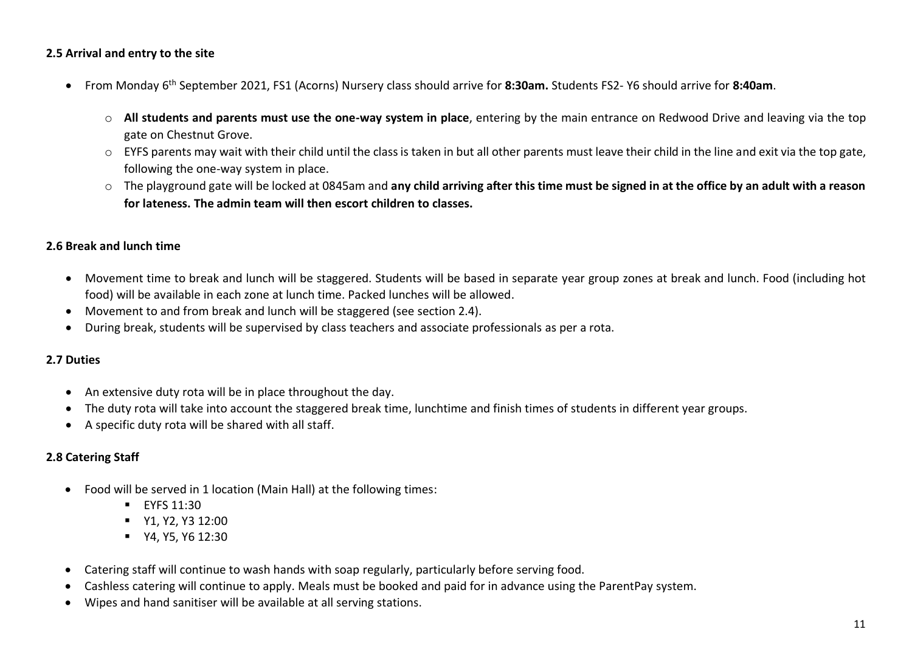### 2.5 Arrival and entry to the site

- From Monday 6th September 2021, FS1 (Acorns) Nursery class should arrive for **8:30am.** Students FS2- Y6 should arrive for **8:40am**.
    - **All students and parents must use the one-way system in place**, entering by the main entrance on Redwood Drive and leaving via the top gate on Chestnut Grove.
    - EYFS parents may wait with their child until the class is taken in but all other parents must leave their child in the line and exit via the top gate, following the one-way system in place.
    - The playground gate will be locked at 0845am and **any child arriving after this time must be signed in at the office by an adult with a reason for lateness. The admin team will then escort children to classes.**

### 2.6 Break and lunch time

- Movement time to break and lunch will be staggered. Students will be based in separate year group zones at break and lunch. Food (including hot food) will be available in each zone at lunch time. Packed lunches will be allowed.
- Movement to and from break and lunch will be staggered (see section 2.4).
- During break, students will be supervised by class teachers and associate professionals as per a rota.

### 2.7 Duties

- An extensive duty rota will be in place throughout the day.
- The duty rota will take into account the staggered break time, lunchtime and finish times of students in different year groups.
- A specific duty rota will be shared with all staff.

### 2.8 Catering Staff

- Food will be served in 1 location (Main Hall) at the following times:
    - EYFS 11:30
    - Y1, Y2, Y3 12:00
    - Y4, Y5, Y6 12:30
- Catering staff will continue to wash hands with soap regularly, particularly before serving food.
- Cashless catering will continue to apply. Meals must be booked and paid for in advance using the ParentPay system.
- Wipes and hand sanitiser will be available at all serving stations.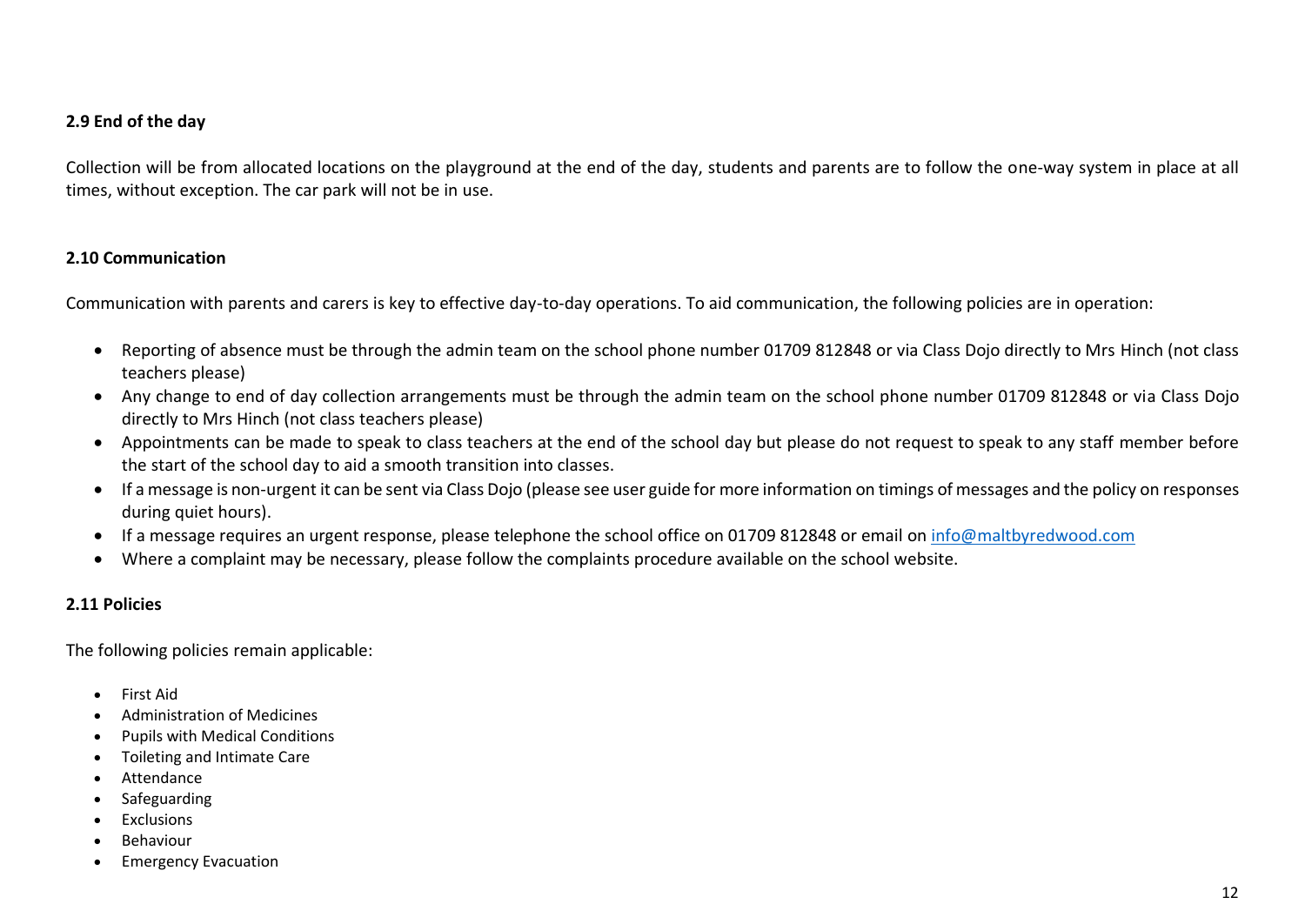### 2.9 End of the day

Collection will be from allocated locations on the playground at the end of the day, students and parents are to follow the one-way system in place at all times, without exception. The car park will not be in use.

### 2.10 Communication

Communication with parents and carers is key to effective day-to-day operations. To aid communication, the following policies are in operation:

- Reporting of absence must be through the admin team on the school phone number 01709 812848 or via Class Dojo directly to Mrs Hinch (not class teachers please)
- Any change to end of day collection arrangements must be through the admin team on the school phone number 01709 812848 or via Class Dojo directly to Mrs Hinch (not class teachers please)
- Appointments can be made to speak to class teachers at the end of the school day but please do not request to speak to any staff member before the start of the school day to aid a smooth transition into classes.
- If a message is non-urgent it can be sent via Class Dojo (please see user guide for more information on timings of messages and the policy on responses during quiet hours).
- If a message requires an urgent response, please telephone the school office on 01709 812848 or email on [info@maltbyredwood.com](mailto:info@maltbyredwood.com)
- Where a complaint may be necessary, please follow the complaints procedure available on the school website.

### 2.11 Policies

The following policies remain applicable:

- First Aid
- Administration of Medicines
- Pupils with Medical Conditions
- Toileting and Intimate Care
- Attendance
- Safeguarding
- Exclusions
- Behaviour
- Emergency Evacuation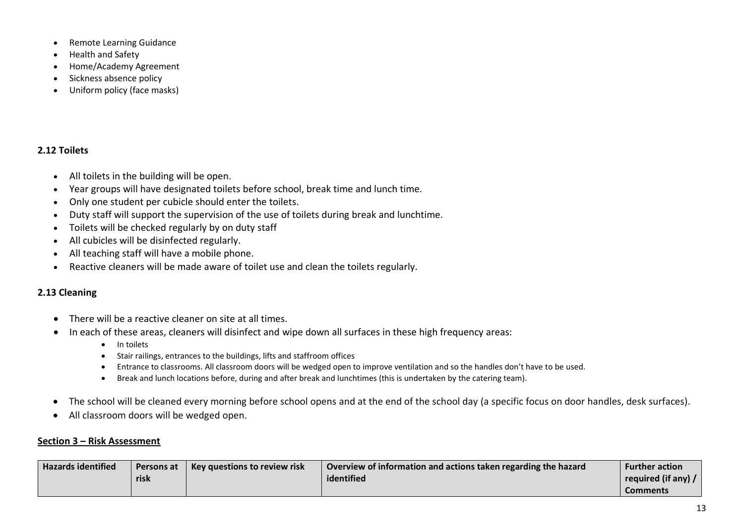- Remote Learning Guidance
- Health and Safety
- Home/Academy Agreement
- Sickness absence policy
- Uniform policy (face masks)

### 2.12 Toilets

- All toilets in the building will be open.
- Year groups will have designated toilets before school, break time and lunch time.
- Only one student per cubicle should enter the toilets.
- Duty staff will support the supervision of the use of toilets during break and lunchtime.
- Toilets will be checked regularly by on duty staff
- All cubicles will be disinfected regularly.
- All teaching staff will have a mobile phone.
- Reactive cleaners will be made aware of toilet use and clean the toilets regularly.

### 2.13 Cleaning

- There will be a reactive cleaner on site at all times.
- In each of these areas, cleaners will disinfect and wipe down all surfaces in these high frequency areas:
  - In toilets
  - Stair railings, entrances to the buildings, lifts and staffroom offices
  - Entrance to classrooms. All classroom doors will be wedged open to improve ventilation and so the handles don't have to be used.
  - Break and lunch locations before, during and after break and lunchtimes (this is undertaken by the catering team).
- The school will be cleaned every morning before school opens and at the end of the school day (a specific focus on door handles, desk surfaces).
- All classroom doors will be wedged open.

## Section 3 – Risk Assessment

| Hazards identified | Persons at risk | Key questions to review risk | Overview of information and actions taken regarding the hazard identified | Further action required (if any) / Comments |
|---|---|---|---|---|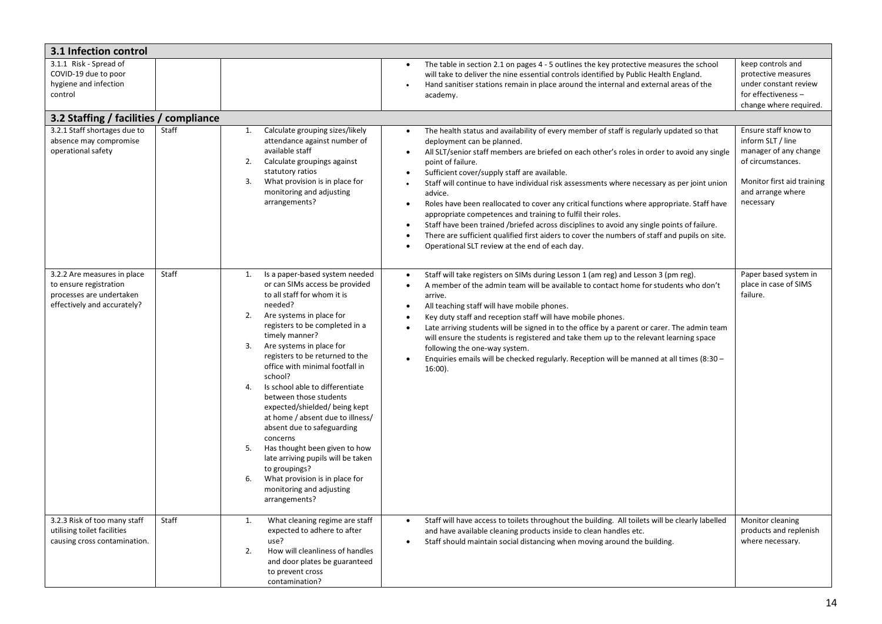| | | | | |
|---|---|---|---|---|
| **3.1 Infection control** | | | | |
| 3.1.1 Risk - Spread of COVID-19 due to poor hygiene and infection control | | | • The table in section 2.1 on pages 4 - 5 outlines the key protective measures the school will take to deliver the nine essential controls identified by Public Health England.<br>• Hand sanitiser stations remain in place around the internal and external areas of the academy. | keep controls and protective measures under constant review for effectiveness – change where required. |
| **3.2 Staffing / facilities / compliance** | | | | |
| 3.2.1 Staff shortages due to absence may compromise operational safety | Staff | 1. Calculate grouping sizes/likely attendance against number of available staff<br>2. Calculate groupings against statutory ratios<br>3. What provision is in place for monitoring and adjusting arrangements? | • The health status and availability of every member of staff is regularly updated so that deployment can be planned.<br>• All SLT/senior staff members are briefed on each other's roles in order to avoid any single point of failure.<br>• Sufficient cover/supply staff are available.<br>• Staff will continue to have individual risk assessments where necessary as per joint union advice.<br>• Roles have been reallocated to cover any critical functions where appropriate. Staff have appropriate competences and training to fulfil their roles.<br>• Staff have been trained /briefed across disciplines to avoid any single points of failure.<br>• There are sufficient qualified first aiders to cover the numbers of staff and pupils on site.<br>• Operational SLT review at the end of each day. | Ensure staff know to inform SLT / line manager of any change of circumstances.<br><br>Monitor first aid training and arrange where necessary |
| 3.2.2 Are measures in place to ensure registration processes are undertaken effectively and accurately? | Staff | 1. Is a paper-based system needed or can SIMs access be provided to all staff for whom it is needed?<br>2. Are systems in place for registers to be completed in a timely manner?<br>3. Are systems in place for registers to be returned to the office with minimal footfall in school?<br>4. Is school able to differentiate between those students expected/shielded/ being kept at home / absent due to illness/ absent due to safeguarding concerns<br>5. Has thought been given to how late arriving pupils will be taken to groupings?<br>6. What provision is in place for monitoring and adjusting arrangements? | • Staff will take registers on SIMs during Lesson 1 (am reg) and Lesson 3 (pm reg).<br>• A member of the admin team will be available to contact home for students who don't arrive.<br>• All teaching staff will have mobile phones.<br>• Key duty staff and reception staff will have mobile phones.<br>• Late arriving students will be signed in to the office by a parent or carer. The admin team will ensure the students is registered and take them up to the relevant learning space following the one-way system.<br>• Enquiries emails will be checked regularly. Reception will be manned at all times (8:30 – 16:00). | Paper based system in place in case of SIMS failure. |
| 3.2.3 Risk of too many staff utilising toilet facilities causing cross contamination. | Staff | 1. What cleaning regime are staff expected to adhere to after use?<br>2. How will cleanliness of handles and door plates be guaranteed to prevent cross contamination? | • Staff will have access to toilets throughout the building. All toilets will be clearly labelled and have available cleaning products inside to clean handles etc.<br>• Staff should maintain social distancing when moving around the building. | Monitor cleaning products and replenish where necessary. |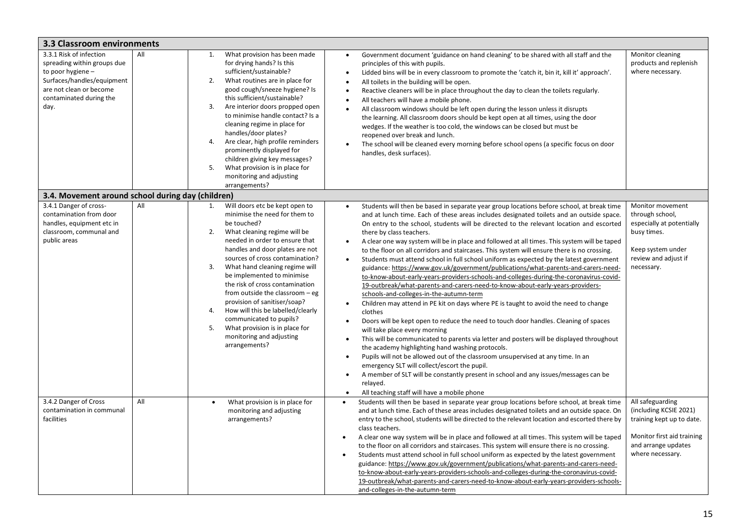| 3.3 Classroom environments | | | | |
|---|---|---|---|---|
| 3.3.1 Risk of infection spreading within groups due to poor hygiene – Surfaces/handles/equipment are not clean or become contaminated during the day. | All | 1. What provision has been made for drying hands? Is this sufficient/sustainable?<br>2. What routines are in place for good cough/sneeze hygiene? Is this sufficient/sustainable?<br>3. Are interior doors propped open to minimise handle contact? Is a cleaning regime in place for handles/door plates?<br>4. Are clear, high profile reminders prominently displayed for children giving key messages?<br>5. What provision is in place for monitoring and adjusting arrangements? | • Government document 'guidance on hand cleaning' to be shared with all staff and the principles of this with pupils.<br>• Lidded bins will be in every classroom to promote the 'catch it, bin it, kill it' approach'.<br>• All toilets in the building will be open.<br>• Reactive cleaners will be in place throughout the day to clean the toilets regularly.<br>• All teachers will have a mobile phone.<br>• All classroom windows should be left open during the lesson unless it disrupts the learning. All classroom doors should be kept open at all times, using the door wedges. If the weather is too cold, the windows can be closed but must be reopened over break and lunch.<br>• The school will be cleaned every morning before school opens (a specific focus on door handles, desk surfaces). | Monitor cleaning products and replenish where necessary. |
| **3.4. Movement around school during day (children)** | | | | |
| 3.4.1 Danger of cross-contamination from door handles, equipment etc in classroom, communal and public areas | All | 1. Will doors etc be kept open to minimise the need for them to be touched?<br>2. What cleaning regime will be needed in order to ensure that handles and door plates are not sources of cross contamination?<br>3. What hand cleaning regime will be implemented to minimise the risk of cross contamination from outside the classroom – eg provision of sanitiser/soap?<br>4. How will this be labelled/clearly communicated to pupils?<br>5. What provision is in place for monitoring and adjusting arrangements? | • Students will then be based in separate year group locations before school, at break time and at lunch time. Each of these areas includes designated toilets and an outside space. On entry to the school, students will be directed to the relevant location and escorted there by class teachers.<br>• A clear one way system will be in place and followed at all times. This system will be taped to the floor on all corridors and staircases. This system will ensure there is no crossing.<br>• Students must attend school in full school uniform as expected by the latest government guidance: https://www.gov.uk/government/publications/what-parents-and-carers-need-to-know-about-early-years-providers-schools-and-colleges-during-the-coronavirus-covid-19-outbreak/what-parents-and-carers-need-to-know-about-early-years-providers-schools-and-colleges-in-the-autumn-term<br>• Children may attend in PE kit on days where PE is taught to avoid the need to change clothes<br>• Doors will be kept open to reduce the need to touch door handles. Cleaning of spaces will take place every morning<br>• This will be communicated to parents via letter and posters will be displayed throughout the academy highlighting hand washing protocols.<br>• Pupils will not be allowed out of the classroom unsupervised at any time. In an emergency SLT will collect/escort the pupil.<br>• A member of SLT will be constantly present in school and any issues/messages can be relayed.<br>• All teaching staff will have a mobile phone | Monitor movement through school, especially at potentially busy times.<br><br>Keep system under review and adjust if necessary. |
| 3.4.2 Danger of Cross contamination in communal facilities | All | • What provision is in place for monitoring and adjusting arrangements? | • Students will then be based in separate year group locations before school, at break time and at lunch time. Each of these areas includes designated toilets and an outside space. On entry to the school, students will be directed to the relevant location and escorted there by class teachers.<br>• A clear one way system will be in place and followed at all times. This system will be taped to the floor on all corridors and staircases. This system will ensure there is no crossing.<br>• Students must attend school in full school uniform as expected by the latest government guidance: https://www.gov.uk/government/publications/what-parents-and-carers-need-to-know-about-early-years-providers-schools-and-colleges-during-the-coronavirus-covid-19-outbreak/what-parents-and-carers-need-to-know-about-early-years-providers-schools-and-colleges-in-the-autumn-term | All safeguarding (including KCSIE 2021) training kept up to date.<br><br>Monitor first aid training and arrange updates where necessary. |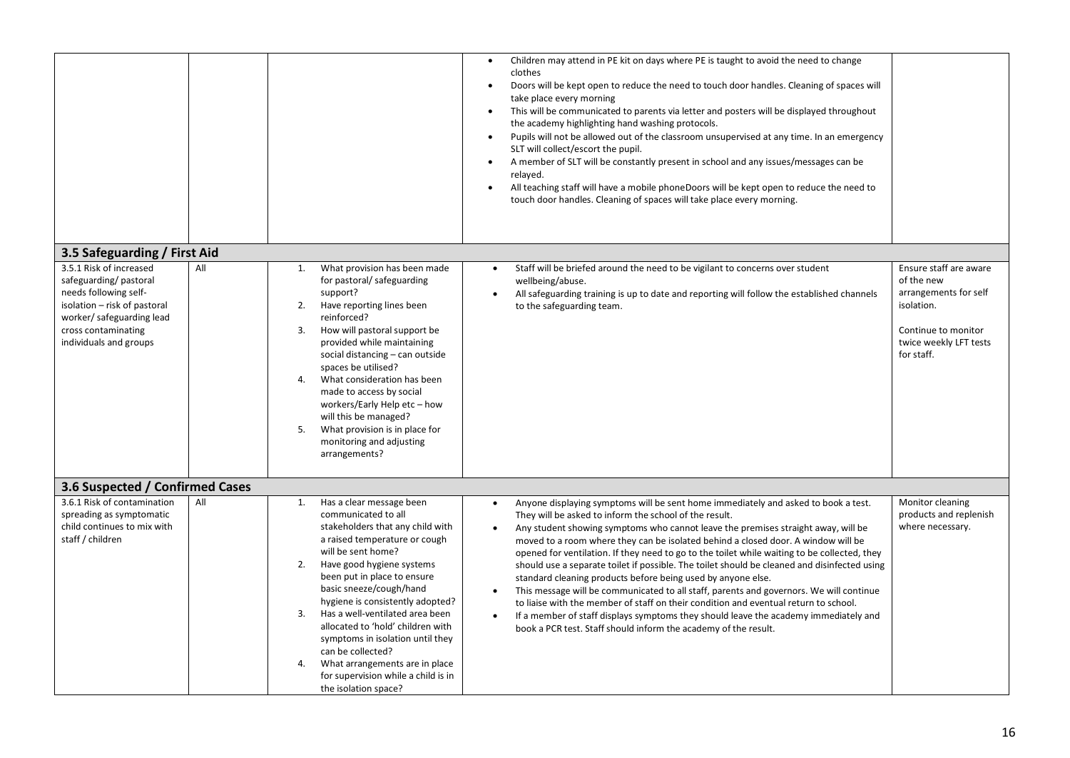| | | | | |
|---|---|---|---|---|
| | | | • Children may attend in PE kit on days where PE is taught to avoid the need to change clothes<br>• Doors will be kept open to reduce the need to touch door handles. Cleaning of spaces will take place every morning<br>• This will be communicated to parents via letter and posters will be displayed throughout the academy highlighting hand washing protocols.<br>• Pupils will not be allowed out of the classroom unsupervised at any time. In an emergency SLT will collect/escort the pupil.<br>• A member of SLT will be constantly present in school and any issues/messages can be relayed.<br>• All teaching staff will have a mobile phoneDoors will be kept open to reduce the need to touch door handles. Cleaning of spaces will take place every morning. | |
| **3.5 Safeguarding / First Aid** | | | | |
| 3.5.1 Risk of increased safeguarding/ pastoral needs following self-isolation – risk of pastoral worker/ safeguarding lead cross contaminating individuals and groups | All | 1. What provision has been made for pastoral/ safeguarding support?<br>2. Have reporting lines been reinforced?<br>3. How will pastoral support be provided while maintaining social distancing – can outside spaces be utilised?<br>4. What consideration has been made to access by social workers/Early Help etc – how will this be managed?<br>5. What provision is in place for monitoring and adjusting arrangements? | • Staff will be briefed around the need to be vigilant to concerns over student wellbeing/abuse.<br>• All safeguarding training is up to date and reporting will follow the established channels to the safeguarding team. | Ensure staff are aware of the new arrangements for self isolation.<br><br>Continue to monitor twice weekly LFT tests for staff. |
| **3.6 Suspected / Confirmed Cases** | | | | |
| 3.6.1 Risk of contamination spreading as symptomatic child continues to mix with staff / children | All | 1. Has a clear message been communicated to all stakeholders that any child with a raised temperature or cough will be sent home?<br>2. Have good hygiene systems been put in place to ensure basic sneeze/cough/hand hygiene is consistently adopted?<br>3. Has a well-ventilated area been allocated to 'hold' children with symptoms in isolation until they can be collected?<br>4. What arrangements are in place for supervision while a child is in the isolation space? | • Anyone displaying symptoms will be sent home immediately and asked to book a test. They will be asked to inform the school of the result.<br>• Any student showing symptoms who cannot leave the premises straight away, will be moved to a room where they can be isolated behind a closed door. A window will be opened for ventilation. If they need to go to the toilet while waiting to be collected, they should use a separate toilet if possible. The toilet should be cleaned and disinfected using standard cleaning products before being used by anyone else.<br>• This message will be communicated to all staff, parents and governors. We will continue to liaise with the member of staff on their condition and eventual return to school.<br>• If a member of staff displays symptoms they should leave the academy immediately and book a PCR test. Staff should inform the academy of the result. | Monitor cleaning products and replenish where necessary. |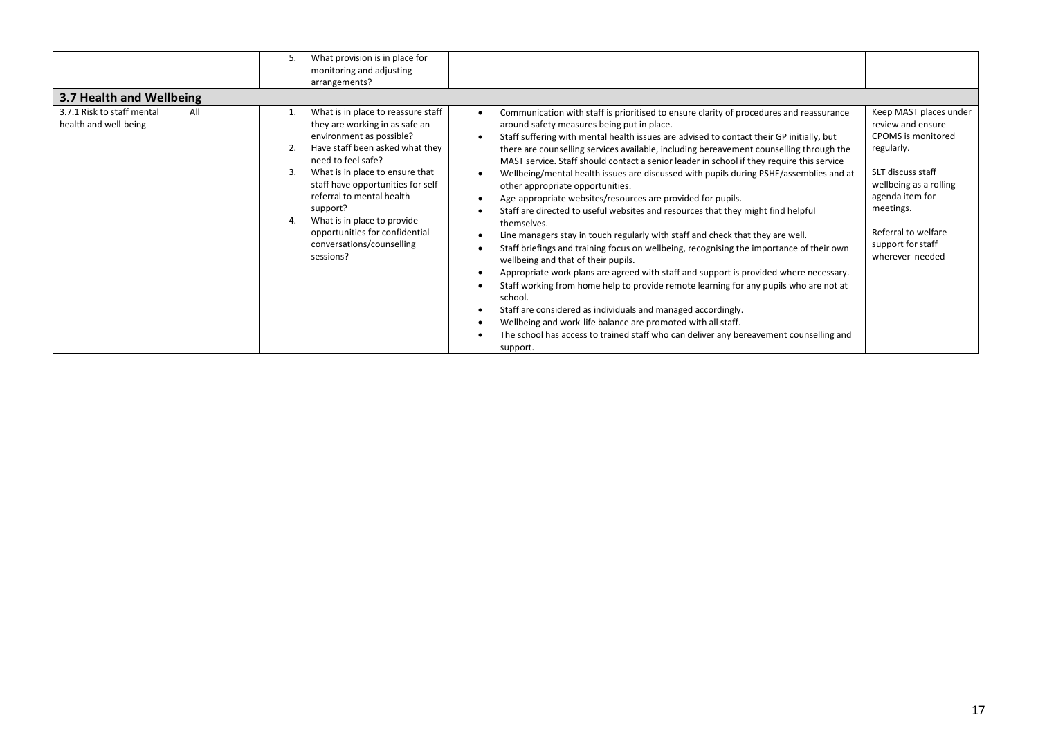| | | | | |
|---|---|---|---|---|
| | | 5. What provision is in place for monitoring and adjusting arrangements? | | |
| **3.7 Health and Wellbeing** | | | | |
| 3.7.1 Risk to staff mental health and well-being | All | 1. What is in place to reassure staff they are working in as safe an environment as possible?<br>2. Have staff been asked what they need to feel safe?<br>3. What is in place to ensure that staff have opportunities for self-referral to mental health support?<br>4. What is in place to provide opportunities for confidential conversations/counselling sessions? | • Communication with staff is prioritised to ensure clarity of procedures and reassurance around safety measures being put in place.<br>• Staff suffering with mental health issues are advised to contact their GP initially, but there are counselling services available, including bereavement counselling through the MAST service. Staff should contact a senior leader in school if they require this service<br>• Wellbeing/mental health issues are discussed with pupils during PSHE/assemblies and at other appropriate opportunities.<br>• Age-appropriate websites/resources are provided for pupils.<br>• Staff are directed to useful websites and resources that they might find helpful themselves.<br>• Line managers stay in touch regularly with staff and check that they are well.<br>• Staff briefings and training focus on wellbeing, recognising the importance of their own wellbeing and that of their pupils.<br>• Appropriate work plans are agreed with staff and support is provided where necessary.<br>• Staff working from home help to provide remote learning for any pupils who are not at school.<br>• Staff are considered as individuals and managed accordingly.<br>• Wellbeing and work-life balance are promoted with all staff.<br>• The school has access to trained staff who can deliver any bereavement counselling and support. | Keep MAST places under review and ensure CPOMS is monitored regularly.<br><br>SLT discuss staff wellbeing as a rolling agenda item for meetings.<br><br>Referral to welfare support for staff wherever needed |